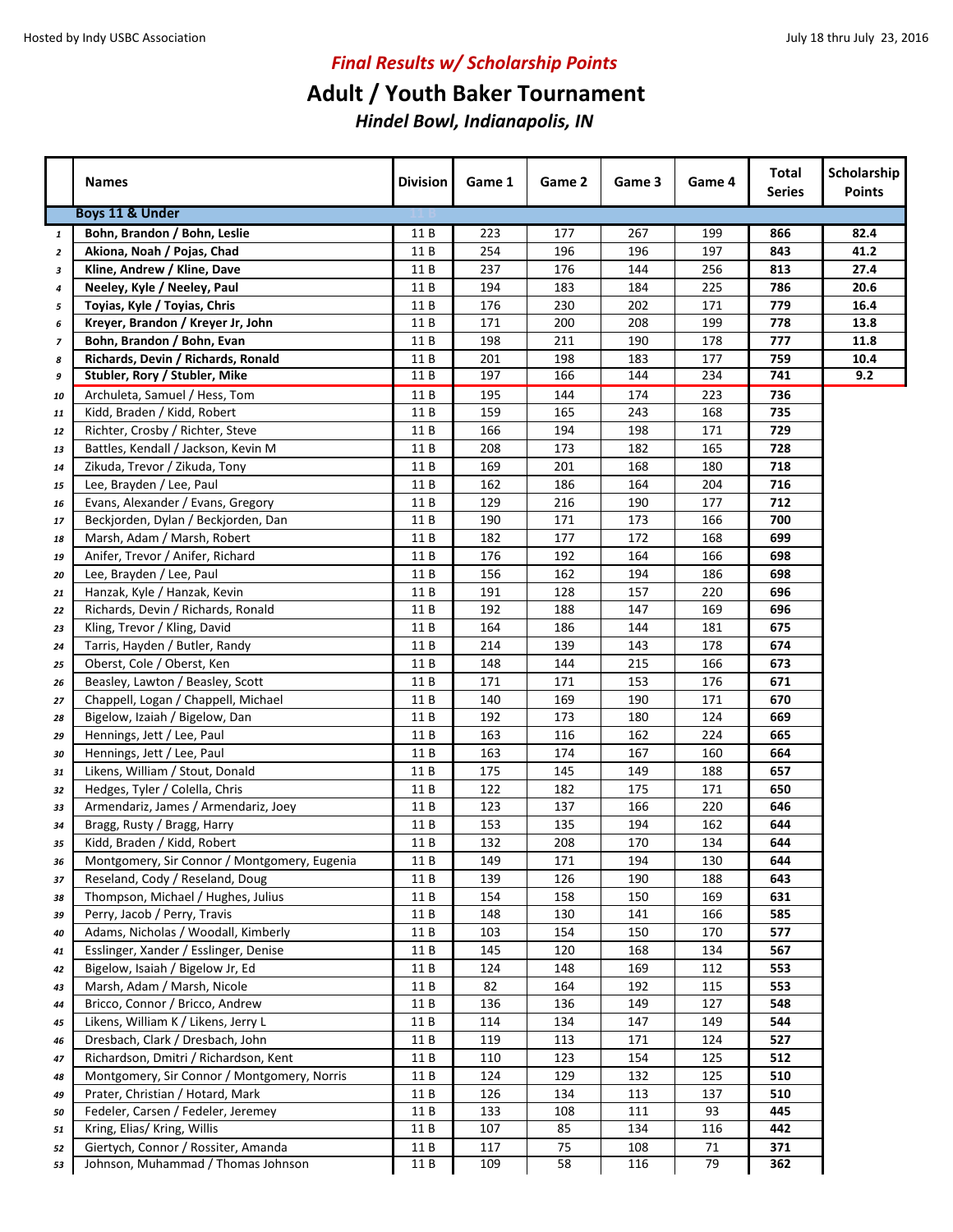Hosted by Indy USBC Association

July 18 thru July 23, 2016

## *Final Results w/ Scholarship Points*

# Adult / Youth Baker Tournament

### *Hindel Bowl, Indianapolis, IN*

| | Names | Division | Game 1 | Game 2 | Game 3 | Game 4 | Total Series | Scholarship Points |
|---|---|---|---|---|---|---|---|---|
| | **Boys 11 & Under** | | | | | | | |
| 1 | **Bohn, Brandon / Bohn, Leslie** | 11 B | 223 | 177 | 267 | 199 | **866** | **82.4** |
| 2 | **Akiona, Noah / Pojas, Chad** | 11 B | 254 | 196 | 196 | 197 | **843** | **41.2** |
| 3 | **Kline, Andrew / Kline, Dave** | 11 B | 237 | 176 | 144 | 256 | **813** | **27.4** |
| 4 | **Neeley, Kyle / Neeley, Paul** | 11 B | 194 | 183 | 184 | 225 | **786** | **20.6** |
| 5 | **Toyias, Kyle / Toyias, Chris** | 11 B | 176 | 230 | 202 | 171 | **779** | **16.4** |
| 6 | **Kreyer, Brandon / Kreyer Jr, John** | 11 B | 171 | 200 | 208 | 199 | **778** | **13.8** |
| 7 | **Bohn, Brandon / Bohn, Evan** | 11 B | 198 | 211 | 190 | 178 | **777** | **11.8** |
| 8 | **Richards, Devin / Richards, Ronald** | 11 B | 201 | 198 | 183 | 177 | **759** | **10.4** |
| 9 | **Stubler, Rory / Stubler, Mike** | 11 B | 197 | 166 | 144 | 234 | **741** | **9.2** |
| 10 | Archuleta, Samuel / Hess, Tom | 11 B | 195 | 144 | 174 | 223 | **736** | |
| 11 | Kidd, Braden / Kidd, Robert | 11 B | 159 | 165 | 243 | 168 | **735** | |
| 12 | Richter, Crosby / Richter, Steve | 11 B | 166 | 194 | 198 | 171 | **729** | |
| 13 | Battles, Kendall / Jackson, Kevin M | 11 B | 208 | 173 | 182 | 165 | **728** | |
| 14 | Zikuda, Trevor / Zikuda, Tony | 11 B | 169 | 201 | 168 | 180 | **718** | |
| 15 | Lee, Brayden / Lee, Paul | 11 B | 162 | 186 | 164 | 204 | **716** | |
| 16 | Evans, Alexander / Evans, Gregory | 11 B | 129 | 216 | 190 | 177 | **712** | |
| 17 | Beckjorden, Dylan / Beckjorden, Dan | 11 B | 190 | 171 | 173 | 166 | **700** | |
| 18 | Marsh, Adam / Marsh, Robert | 11 B | 182 | 177 | 172 | 168 | **699** | |
| 19 | Anifer, Trevor / Anifer, Richard | 11 B | 176 | 192 | 164 | 166 | **698** | |
| 20 | Lee, Brayden / Lee, Paul | 11 B | 156 | 162 | 194 | 186 | **698** | |
| 21 | Hanzak, Kyle / Hanzak, Kevin | 11 B | 191 | 128 | 157 | 220 | **696** | |
| 22 | Richards, Devin / Richards, Ronald | 11 B | 192 | 188 | 147 | 169 | **696** | |
| 23 | Kling, Trevor / Kling, David | 11 B | 164 | 186 | 144 | 181 | **675** | |
| 24 | Tarris, Hayden / Butler, Randy | 11 B | 214 | 139 | 143 | 178 | **674** | |
| 25 | Oberst, Cole / Oberst, Ken | 11 B | 148 | 144 | 215 | 166 | **673** | |
| 26 | Beasley, Lawton / Beasley, Scott | 11 B | 171 | 171 | 153 | 176 | **671** | |
| 27 | Chappell, Logan / Chappell, Michael | 11 B | 140 | 169 | 190 | 171 | **670** | |
| 28 | Bigelow, Izaiah / Bigelow, Dan | 11 B | 192 | 173 | 180 | 124 | **669** | |
| 29 | Hennings, Jett / Lee, Paul | 11 B | 163 | 116 | 162 | 224 | **665** | |
| 30 | Hennings, Jett / Lee, Paul | 11 B | 163 | 174 | 167 | 160 | **664** | |
| 31 | Likens, William / Stout, Donald | 11 B | 175 | 145 | 149 | 188 | **657** | |
| 32 | Hedges, Tyler / Colella, Chris | 11 B | 122 | 182 | 175 | 171 | **650** | |
| 33 | Armendariz, James / Armendariz, Joey | 11 B | 123 | 137 | 166 | 220 | **646** | |
| 34 | Bragg, Rusty / Bragg, Harry | 11 B | 153 | 135 | 194 | 162 | **644** | |
| 35 | Kidd, Braden / Kidd, Robert | 11 B | 132 | 208 | 170 | 134 | **644** | |
| 36 | Montgomery, Sir Connor / Montgomery, Eugenia | 11 B | 149 | 171 | 194 | 130 | **644** | |
| 37 | Reseland, Cody / Reseland, Doug | 11 B | 139 | 126 | 190 | 188 | **643** | |
| 38 | Thompson, Michael / Hughes, Julius | 11 B | 154 | 158 | 150 | 169 | **631** | |
| 39 | Perry, Jacob / Perry, Travis | 11 B | 148 | 130 | 141 | 166 | **585** | |
| 40 | Adams, Nicholas / Woodall, Kimberly | 11 B | 103 | 154 | 150 | 170 | **577** | |
| 41 | Esslinger, Xander / Esslinger, Denise | 11 B | 145 | 120 | 168 | 134 | **567** | |
| 42 | Bigelow, Isaiah / Bigelow Jr, Ed | 11 B | 124 | 148 | 169 | 112 | **553** | |
| 43 | Marsh, Adam / Marsh, Nicole | 11 B | 82 | 164 | 192 | 115 | **553** | |
| 44 | Bricco, Connor / Bricco, Andrew | 11 B | 136 | 136 | 149 | 127 | **548** | |
| 45 | Likens, William K / Likens, Jerry L | 11 B | 114 | 134 | 147 | 149 | **544** | |
| 46 | Dresbach, Clark / Dresbach, John | 11 B | 119 | 113 | 171 | 124 | **527** | |
| 47 | Richardson, Dmitri / Richardson, Kent | 11 B | 110 | 123 | 154 | 125 | **512** | |
| 48 | Montgomery, Sir Connor / Montgomery, Norris | 11 B | 124 | 129 | 132 | 125 | **510** | |
| 49 | Prater, Christian / Hotard, Mark | 11 B | 126 | 134 | 113 | 137 | **510** | |
| 50 | Fedeler, Carsen / Fedeler, Jeremey | 11 B | 133 | 108 | 111 | 93 | **445** | |
| 51 | Kring, Elias/ Kring, Willis | 11 B | 107 | 85 | 134 | 116 | **442** | |
| 52 | Giertych, Connor / Rossiter, Amanda | 11 B | 117 | 75 | 108 | 71 | **371** | |
| 53 | Johnson, Muhammad / Thomas Johnson | 11 B | 109 | 58 | 116 | 79 | **362** | |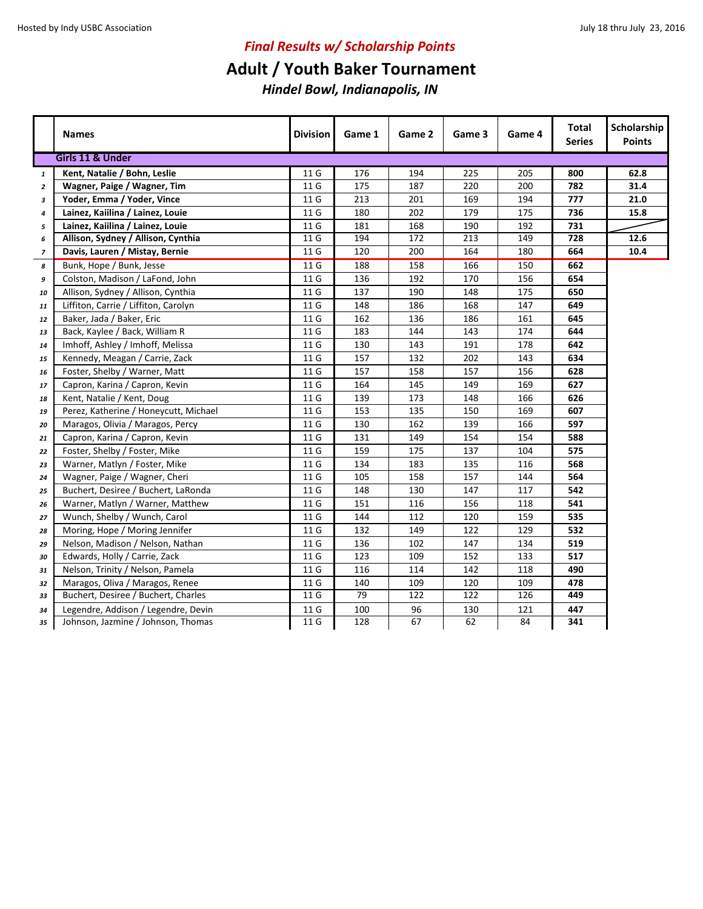Hosted by Indy USBC Association

July 18 thru July 23, 2016

***Final Results w/ Scholarship Points***

# Adult / Youth Baker Tournament

***Hindel Bowl, Indianapolis, IN***

| | Names | Division | Game 1 | Game 2 | Game 3 | Game 4 | Total Series | Scholarship Points |
|---|---|---|---|---|---|---|---|---|
| | **Girls 11 & Under** | | | | | | | |
| 1 | **Kent, Natalie / Bohn, Leslie** | 11 G | 176 | 194 | 225 | 205 | **800** | **62.8** |
| 2 | **Wagner, Paige / Wagner, Tim** | 11 G | 175 | 187 | 220 | 200 | **782** | **31.4** |
| 3 | **Yoder, Emma / Yoder, Vince** | 11 G | 213 | 201 | 169 | 194 | **777** | **21.0** |
| 4 | **Lainez, Kaiilina / Lainez, Louie** | 11 G | 180 | 202 | 179 | 175 | **736** | **15.8** |
| 5 | **Lainez, Kaiilina / Lainez, Louie** | 11 G | 181 | 168 | 190 | 192 | **731** | |
| 6 | **Allison, Sydney / Allison, Cynthia** | 11 G | 194 | 172 | 213 | 149 | **728** | **12.6** |
| 7 | **Davis, Lauren / Mistay, Bernie** | 11 G | 120 | 200 | 164 | 180 | **664** | **10.4** |
| 8 | Bunk, Hope / Bunk, Jesse | 11 G | 188 | 158 | 166 | 150 | **662** | |
| 9 | Colston, Madison / LaFond, John | 11 G | 136 | 192 | 170 | 156 | **654** | |
| 10 | Allison, Sydney / Allison, Cynthia | 11 G | 137 | 190 | 148 | 175 | **650** | |
| 11 | Liffiton, Carrie / Liffiton, Carolyn | 11 G | 148 | 186 | 168 | 147 | **649** | |
| 12 | Baker, Jada / Baker, Eric | 11 G | 162 | 136 | 186 | 161 | **645** | |
| 13 | Back, Kaylee / Back, William R | 11 G | 183 | 144 | 143 | 174 | **644** | |
| 14 | Imhoff, Ashley / Imhoff, Melissa | 11 G | 130 | 143 | 191 | 178 | **642** | |
| 15 | Kennedy, Meagan / Carrie, Zack | 11 G | 157 | 132 | 202 | 143 | **634** | |
| 16 | Foster, Shelby / Warner, Matt | 11 G | 157 | 158 | 157 | 156 | **628** | |
| 17 | Capron, Karina / Capron, Kevin | 11 G | 164 | 145 | 149 | 169 | **627** | |
| 18 | Kent, Natalie / Kent, Doug | 11 G | 139 | 173 | 148 | 166 | **626** | |
| 19 | Perez, Katherine / Honeycutt, Michael | 11 G | 153 | 135 | 150 | 169 | **607** | |
| 20 | Maragos, Olivia / Maragos, Percy | 11 G | 130 | 162 | 139 | 166 | **597** | |
| 21 | Capron, Karina / Capron, Kevin | 11 G | 131 | 149 | 154 | 154 | **588** | |
| 22 | Foster, Shelby / Foster, Mike | 11 G | 159 | 175 | 137 | 104 | **575** | |
| 23 | Warner, Matlyn / Foster, Mike | 11 G | 134 | 183 | 135 | 116 | **568** | |
| 24 | Wagner, Paige / Wagner, Cheri | 11 G | 105 | 158 | 157 | 144 | **564** | |
| 25 | Buchert, Desiree / Buchert, LaRonda | 11 G | 148 | 130 | 147 | 117 | **542** | |
| 26 | Warner, Matlyn / Warner, Matthew | 11 G | 151 | 116 | 156 | 118 | **541** | |
| 27 | Wunch, Shelby / Wunch, Carol | 11 G | 144 | 112 | 120 | 159 | **535** | |
| 28 | Moring, Hope / Moring Jennifer | 11 G | 132 | 149 | 122 | 129 | **532** | |
| 29 | Nelson, Madison / Nelson, Nathan | 11 G | 136 | 102 | 147 | 134 | **519** | |
| 30 | Edwards, Holly / Carrie, Zack | 11 G | 123 | 109 | 152 | 133 | **517** | |
| 31 | Nelson, Trinity / Nelson, Pamela | 11 G | 116 | 114 | 142 | 118 | **490** | |
| 32 | Maragos, Oliva / Maragos, Renee | 11 G | 140 | 109 | 120 | 109 | **478** | |
| 33 | Buchert, Desiree / Buchert, Charles | 11 G | 79 | 122 | 122 | 126 | **449** | |
| 34 | Legendre, Addison / Legendre, Devin | 11 G | 100 | 96 | 130 | 121 | **447** | |
| 35 | Johnson, Jazmine / Johnson, Thomas | 11 G | 128 | 67 | 62 | 84 | **341** | |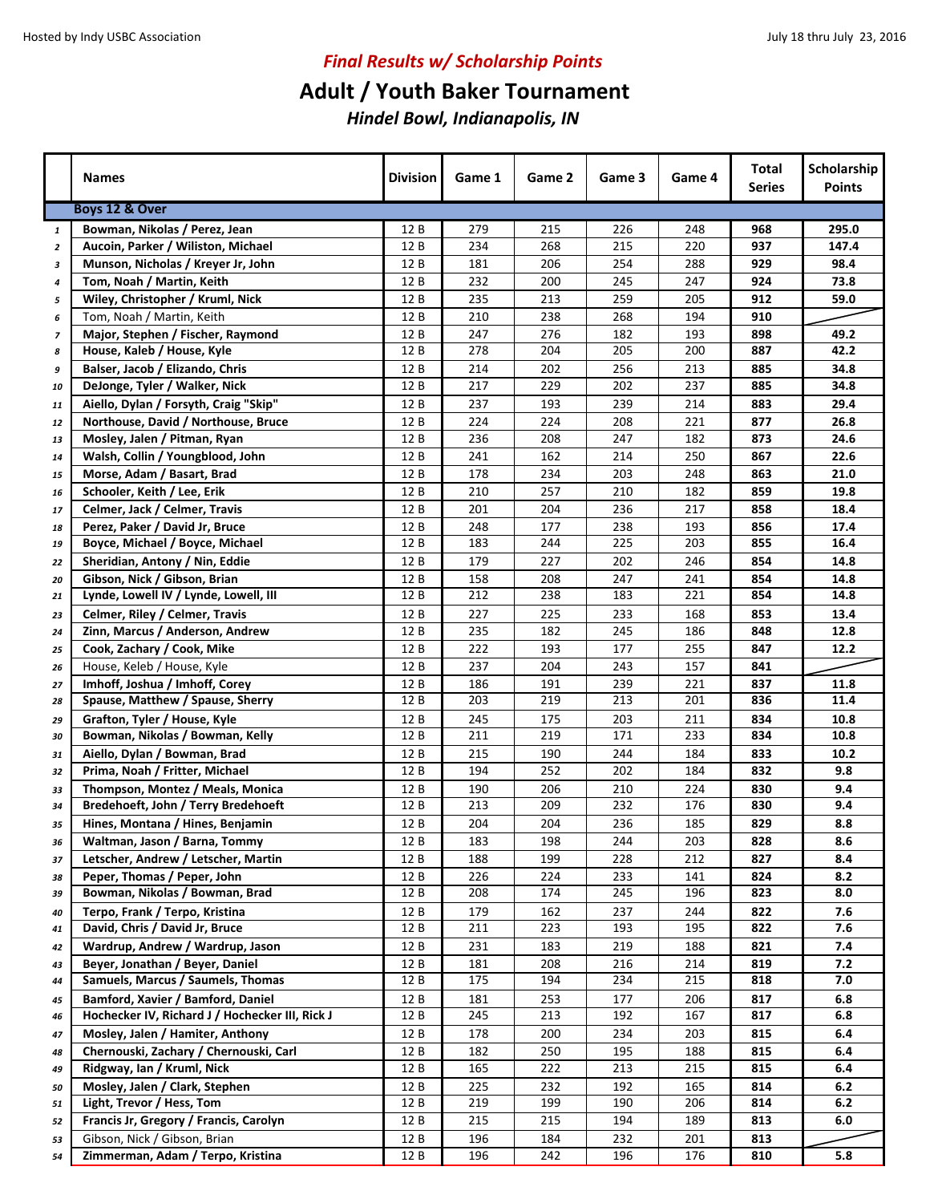Hosted by Indy USBC Association

July 18 thru July 23, 2016

## *Final Results w/ Scholarship Points*

# Adult / Youth Baker Tournament

### *Hindel Bowl, Indianapolis, IN*

| | Names | Division | Game 1 | Game 2 | Game 3 | Game 4 | Total Series | Scholarship Points |
|---|---|---|---|---|---|---|---|---|
| | **Boys 12 & Over** | | | | | | | |
| 1 | **Bowman, Nikolas / Perez, Jean** | 12 B | 279 | 215 | 226 | 248 | **968** | **295.0** |
| 2 | **Aucoin, Parker / Wiliston, Michael** | 12 B | 234 | 268 | 215 | 220 | **937** | **147.4** |
| 3 | **Munson, Nicholas / Kreyer Jr, John** | 12 B | 181 | 206 | 254 | 288 | **929** | **98.4** |
| 4 | **Tom, Noah / Martin, Keith** | 12 B | 232 | 200 | 245 | 247 | **924** | **73.8** |
| 5 | **Wiley, Christopher / Kruml, Nick** | 12 B | 235 | 213 | 259 | 205 | **912** | **59.0** |
| 6 | Tom, Noah / Martin, Keith | 12 B | 210 | 238 | 268 | 194 | **910** | |
| 7 | **Major, Stephen / Fischer, Raymond** | 12 B | 247 | 276 | 182 | 193 | **898** | **49.2** |
| 8 | **House, Kaleb / House, Kyle** | 12 B | 278 | 204 | 205 | 200 | **887** | **42.2** |
| 9 | **Balser, Jacob / Elizando, Chris** | 12 B | 214 | 202 | 256 | 213 | **885** | **34.8** |
| 10 | **DeJonge, Tyler / Walker, Nick** | 12 B | 217 | 229 | 202 | 237 | **885** | **34.8** |
| 11 | **Aiello, Dylan / Forsyth, Craig "Skip"** | 12 B | 237 | 193 | 239 | 214 | **883** | **29.4** |
| 12 | **Northouse, David / Northouse, Bruce** | 12 B | 224 | 224 | 208 | 221 | **877** | **26.8** |
| 13 | **Mosley, Jalen / Pitman, Ryan** | 12 B | 236 | 208 | 247 | 182 | **873** | **24.6** |
| 14 | **Walsh, Collin / Youngblood, John** | 12 B | 241 | 162 | 214 | 250 | **867** | **22.6** |
| 15 | **Morse, Adam / Basart, Brad** | 12 B | 178 | 234 | 203 | 248 | **863** | **21.0** |
| 16 | **Schooler, Keith / Lee, Erik** | 12 B | 210 | 257 | 210 | 182 | **859** | **19.8** |
| 17 | **Celmer, Jack / Celmer, Travis** | 12 B | 201 | 204 | 236 | 217 | **858** | **18.4** |
| 18 | **Perez, Paker / David Jr, Bruce** | 12 B | 248 | 177 | 238 | 193 | **856** | **17.4** |
| 19 | **Boyce, Michael / Boyce, Michael** | 12 B | 183 | 244 | 225 | 203 | **855** | **16.4** |
| 22 | **Sheridian, Antony / Nin, Eddie** | 12 B | 179 | 227 | 202 | 246 | **854** | **14.8** |
| 20 | **Gibson, Nick / Gibson, Brian** | 12 B | 158 | 208 | 247 | 241 | **854** | **14.8** |
| 21 | **Lynde, Lowell IV / Lynde, Lowell, III** | 12 B | 212 | 238 | 183 | 221 | **854** | **14.8** |
| 23 | **Celmer, Riley / Celmer, Travis** | 12 B | 227 | 225 | 233 | 168 | **853** | **13.4** |
| 24 | **Zinn, Marcus / Anderson, Andrew** | 12 B | 235 | 182 | 245 | 186 | **848** | **12.8** |
| 25 | **Cook, Zachary / Cook, Mike** | 12 B | 222 | 193 | 177 | 255 | **847** | **12.2** |
| 26 | House, Keleb / House, Kyle | 12 B | 237 | 204 | 243 | 157 | **841** | |
| 27 | **Imhoff, Joshua / Imhoff, Corey** | 12 B | 186 | 191 | 239 | 221 | **837** | **11.8** |
| 28 | **Spause, Matthew / Spause, Sherry** | 12 B | 203 | 219 | 213 | 201 | **836** | **11.4** |
| 29 | **Grafton, Tyler / House, Kyle** | 12 B | 245 | 175 | 203 | 211 | **834** | **10.8** |
| 30 | **Bowman, Nikolas / Bowman, Kelly** | 12 B | 211 | 219 | 171 | 233 | **834** | **10.8** |
| 31 | **Aiello, Dylan / Bowman, Brad** | 12 B | 215 | 190 | 244 | 184 | **833** | **10.2** |
| 32 | **Prima, Noah / Fritter, Michael** | 12 B | 194 | 252 | 202 | 184 | **832** | **9.8** |
| 33 | **Thompson, Montez / Meals, Monica** | 12 B | 190 | 206 | 210 | 224 | **830** | **9.4** |
| 34 | **Bredehoeft, John / Terry Bredehoeft** | 12 B | 213 | 209 | 232 | 176 | **830** | **9.4** |
| 35 | **Hines, Montana / Hines, Benjamin** | 12 B | 204 | 204 | 236 | 185 | **829** | **8.8** |
| 36 | **Waltman, Jason / Barna, Tommy** | 12 B | 183 | 198 | 244 | 203 | **828** | **8.6** |
| 37 | **Letscher, Andrew / Letscher, Martin** | 12 B | 188 | 199 | 228 | 212 | **827** | **8.4** |
| 38 | **Peper, Thomas / Peper, John** | 12 B | 226 | 224 | 233 | 141 | **824** | **8.2** |
| 39 | **Bowman, Nikolas / Bowman, Brad** | 12 B | 208 | 174 | 245 | 196 | **823** | **8.0** |
| 40 | **Terpo, Frank / Terpo, Kristina** | 12 B | 179 | 162 | 237 | 244 | **822** | **7.6** |
| 41 | **David, Chris / David Jr, Bruce** | 12 B | 211 | 223 | 193 | 195 | **822** | **7.6** |
| 42 | **Wardrup, Andrew / Wardrup, Jason** | 12 B | 231 | 183 | 219 | 188 | **821** | **7.4** |
| 43 | **Beyer, Jonathan / Beyer, Daniel** | 12 B | 181 | 208 | 216 | 214 | **819** | **7.2** |
| 44 | **Samuels, Marcus / Saumels, Thomas** | 12 B | 175 | 194 | 234 | 215 | **818** | **7.0** |
| 45 | **Bamford, Xavier / Bamford, Daniel** | 12 B | 181 | 253 | 177 | 206 | **817** | **6.8** |
| 46 | **Hochecker IV, Richard J / Hochecker III, Rick J** | 12 B | 245 | 213 | 192 | 167 | **817** | **6.8** |
| 47 | **Mosley, Jalen / Hamiter, Anthony** | 12 B | 178 | 200 | 234 | 203 | **815** | **6.4** |
| 48 | **Chernouski, Zachary / Chernouski, Carl** | 12 B | 182 | 250 | 195 | 188 | **815** | **6.4** |
| 49 | **Ridgway, Ian / Kruml, Nick** | 12 B | 165 | 222 | 213 | 215 | **815** | **6.4** |
| 50 | **Mosley, Jalen / Clark, Stephen** | 12 B | 225 | 232 | 192 | 165 | **814** | **6.2** |
| 51 | **Light, Trevor / Hess, Tom** | 12 B | 219 | 199 | 190 | 206 | **814** | **6.2** |
| 52 | **Francis Jr, Gregory / Francis, Carolyn** | 12 B | 215 | 215 | 194 | 189 | **813** | **6.0** |
| 53 | Gibson, Nick / Gibson, Brian | 12 B | 196 | 184 | 232 | 201 | **813** | |
| 54 | **Zimmerman, Adam / Terpo, Kristina** | 12 B | 196 | 242 | 196 | 176 | **810** | **5.8** |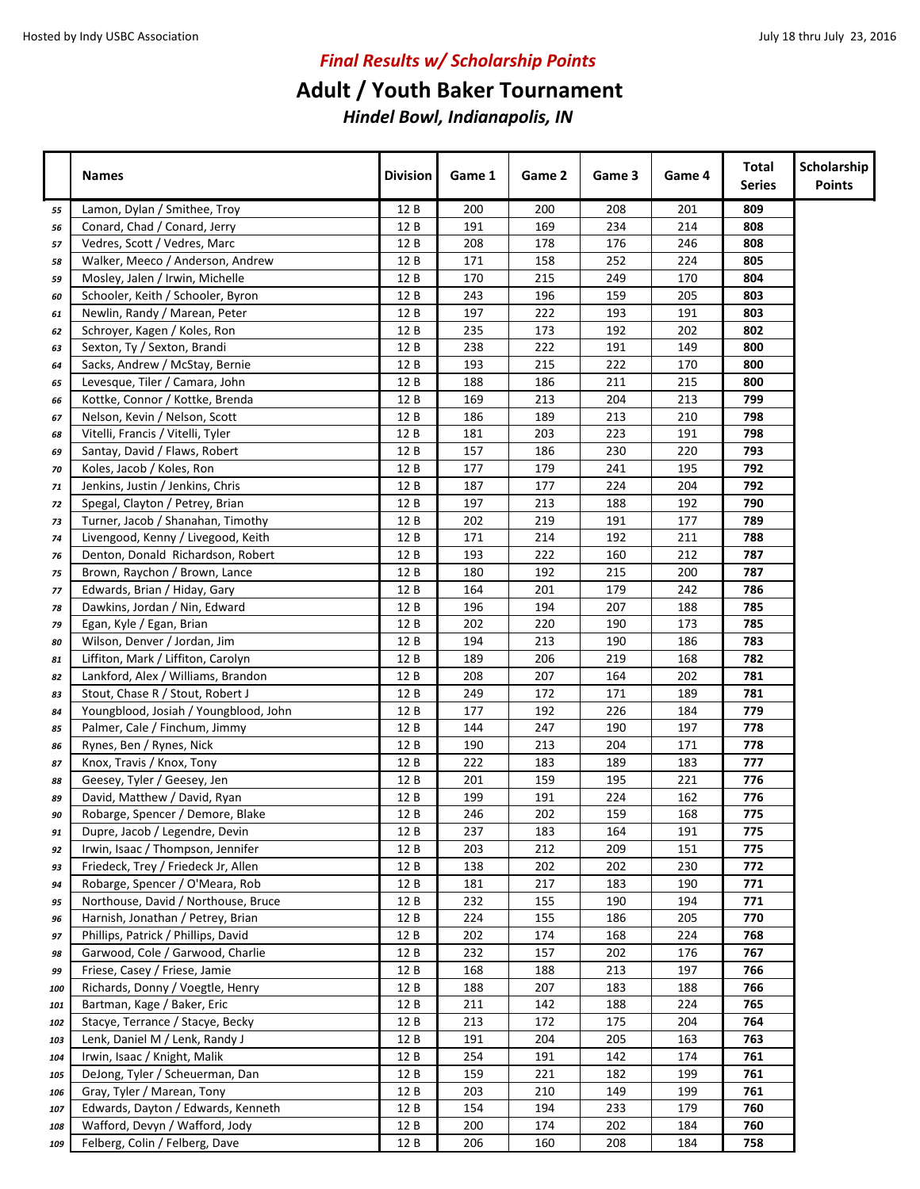Hosted by Indy USBC Association

July 18 thru July 23, 2016

## *Final Results w/ Scholarship Points*

# Adult / Youth Baker Tournament

### *Hindel Bowl, Indianapolis, IN*

| | Names | Division | Game 1 | Game 2 | Game 3 | Game 4 | Total Series | Scholarship Points |
|---|---|---|---|---|---|---|---|---|
| 55 | Lamon, Dylan / Smithee, Troy | 12 B | 200 | 200 | 208 | 201 | **809** | |
| 56 | Conard, Chad / Conard, Jerry | 12 B | 191 | 169 | 234 | 214 | **808** | |
| 57 | Vedres, Scott / Vedres, Marc | 12 B | 208 | 178 | 176 | 246 | **808** | |
| 58 | Walker, Meeco / Anderson, Andrew | 12 B | 171 | 158 | 252 | 224 | **805** | |
| 59 | Mosley, Jalen / Irwin, Michelle | 12 B | 170 | 215 | 249 | 170 | **804** | |
| 60 | Schooler, Keith / Schooler, Byron | 12 B | 243 | 196 | 159 | 205 | **803** | |
| 61 | Newlin, Randy / Marean, Peter | 12 B | 197 | 222 | 193 | 191 | **803** | |
| 62 | Schroyer, Kagen / Koles, Ron | 12 B | 235 | 173 | 192 | 202 | **802** | |
| 63 | Sexton, Ty / Sexton, Brandi | 12 B | 238 | 222 | 191 | 149 | **800** | |
| 64 | Sacks, Andrew / McStay, Bernie | 12 B | 193 | 215 | 222 | 170 | **800** | |
| 65 | Levesque, Tiler / Camara, John | 12 B | 188 | 186 | 211 | 215 | **800** | |
| 66 | Kottke, Connor / Kottke, Brenda | 12 B | 169 | 213 | 204 | 213 | **799** | |
| 67 | Nelson, Kevin / Nelson, Scott | 12 B | 186 | 189 | 213 | 210 | **798** | |
| 68 | Vitelli, Francis / Vitelli, Tyler | 12 B | 181 | 203 | 223 | 191 | **798** | |
| 69 | Santay, David / Flaws, Robert | 12 B | 157 | 186 | 230 | 220 | **793** | |
| 70 | Koles, Jacob / Koles, Ron | 12 B | 177 | 179 | 241 | 195 | **792** | |
| 71 | Jenkins, Justin / Jenkins, Chris | 12 B | 187 | 177 | 224 | 204 | **792** | |
| 72 | Spegal, Clayton / Petrey, Brian | 12 B | 197 | 213 | 188 | 192 | **790** | |
| 73 | Turner, Jacob / Shanahan, Timothy | 12 B | 202 | 219 | 191 | 177 | **789** | |
| 74 | Livengood, Kenny / Livegood, Keith | 12 B | 171 | 214 | 192 | 211 | **788** | |
| 76 | Denton, Donald Richardson, Robert | 12 B | 193 | 222 | 160 | 212 | **787** | |
| 75 | Brown, Raychon / Brown, Lance | 12 B | 180 | 192 | 215 | 200 | **787** | |
| 77 | Edwards, Brian / Hiday, Gary | 12 B | 164 | 201 | 179 | 242 | **786** | |
| 78 | Dawkins, Jordan / Nin, Edward | 12 B | 196 | 194 | 207 | 188 | **785** | |
| 79 | Egan, Kyle / Egan, Brian | 12 B | 202 | 220 | 190 | 173 | **785** | |
| 80 | Wilson, Denver / Jordan, Jim | 12 B | 194 | 213 | 190 | 186 | **783** | |
| 81 | Liffiton, Mark / Liffiton, Carolyn | 12 B | 189 | 206 | 219 | 168 | **782** | |
| 82 | Lankford, Alex / Williams, Brandon | 12 B | 208 | 207 | 164 | 202 | **781** | |
| 83 | Stout, Chase R / Stout, Robert J | 12 B | 249 | 172 | 171 | 189 | **781** | |
| 84 | Youngblood, Josiah / Youngblood, John | 12 B | 177 | 192 | 226 | 184 | **779** | |
| 85 | Palmer, Cale / Finchum, Jimmy | 12 B | 144 | 247 | 190 | 197 | **778** | |
| 86 | Rynes, Ben / Rynes, Nick | 12 B | 190 | 213 | 204 | 171 | **778** | |
| 87 | Knox, Travis / Knox, Tony | 12 B | 222 | 183 | 189 | 183 | **777** | |
| 88 | Geesey, Tyler / Geesey, Jen | 12 B | 201 | 159 | 195 | 221 | **776** | |
| 89 | David, Matthew / David, Ryan | 12 B | 199 | 191 | 224 | 162 | **776** | |
| 90 | Robarge, Spencer / Demore, Blake | 12 B | 246 | 202 | 159 | 168 | **775** | |
| 91 | Dupre, Jacob / Legendre, Devin | 12 B | 237 | 183 | 164 | 191 | **775** | |
| 92 | Irwin, Isaac / Thompson, Jennifer | 12 B | 203 | 212 | 209 | 151 | **775** | |
| 93 | Friedeck, Trey / Friedeck Jr, Allen | 12 B | 138 | 202 | 202 | 230 | **772** | |
| 94 | Robarge, Spencer / O'Meara, Rob | 12 B | 181 | 217 | 183 | 190 | **771** | |
| 95 | Northouse, David / Northouse, Bruce | 12 B | 232 | 155 | 190 | 194 | **771** | |
| 96 | Harnish, Jonathan / Petrey, Brian | 12 B | 224 | 155 | 186 | 205 | **770** | |
| 97 | Phillips, Patrick / Phillips, David | 12 B | 202 | 174 | 168 | 224 | **768** | |
| 98 | Garwood, Cole / Garwood, Charlie | 12 B | 232 | 157 | 202 | 176 | **767** | |
| 99 | Friese, Casey / Friese, Jamie | 12 B | 168 | 188 | 213 | 197 | **766** | |
| 100 | Richards, Donny / Voegtle, Henry | 12 B | 188 | 207 | 183 | 188 | **766** | |
| 101 | Bartman, Kage / Baker, Eric | 12 B | 211 | 142 | 188 | 224 | **765** | |
| 102 | Stacye, Terrance / Stacye, Becky | 12 B | 213 | 172 | 175 | 204 | **764** | |
| 103 | Lenk, Daniel M / Lenk, Randy J | 12 B | 191 | 204 | 205 | 163 | **763** | |
| 104 | Irwin, Isaac / Knight, Malik | 12 B | 254 | 191 | 142 | 174 | **761** | |
| 105 | DeJong, Tyler / Scheuerman, Dan | 12 B | 159 | 221 | 182 | 199 | **761** | |
| 106 | Gray, Tyler / Marean, Tony | 12 B | 203 | 210 | 149 | 199 | **761** | |
| 107 | Edwards, Dayton / Edwards, Kenneth | 12 B | 154 | 194 | 233 | 179 | **760** | |
| 108 | Wafford, Devyn / Wafford, Jody | 12 B | 200 | 174 | 202 | 184 | **760** | |
| 109 | Felberg, Colin / Felberg, Dave | 12 B | 206 | 160 | 208 | 184 | **758** | |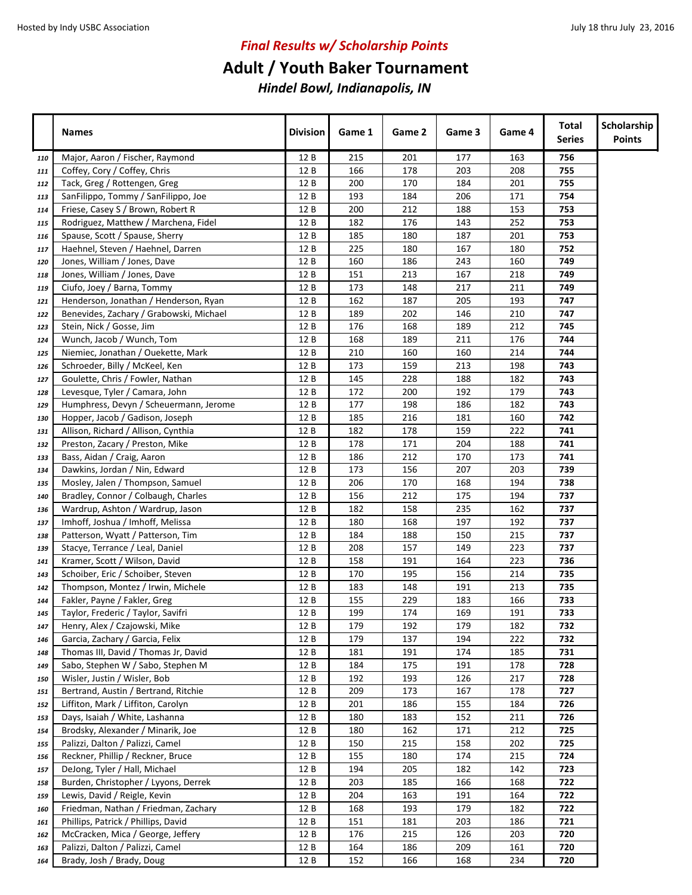Hosted by Indy USBC Association July 18 thru July 23, 2016

## *Final Results w/ Scholarship Points*

# Adult / Youth Baker Tournament

### *Hindel Bowl, Indianapolis, IN*

| | Names | Division | Game 1 | Game 2 | Game 3 | Game 4 | Total Series | Scholarship Points |
|---|---|---|---|---|---|---|---|---|
| 110 | Major, Aaron / Fischer, Raymond | 12 B | 215 | 201 | 177 | 163 | **756** | |
| 111 | Coffey, Cory / Coffey, Chris | 12 B | 166 | 178 | 203 | 208 | **755** | |
| 112 | Tack, Greg / Rottengen, Greg | 12 B | 200 | 170 | 184 | 201 | **755** | |
| 113 | SanFilippo, Tommy / SanFilippo, Joe | 12 B | 193 | 184 | 206 | 171 | **754** | |
| 114 | Friese, Casey S / Brown, Robert R | 12 B | 200 | 212 | 188 | 153 | **753** | |
| 115 | Rodriguez, Matthew / Marchena, Fidel | 12 B | 182 | 176 | 143 | 252 | **753** | |
| 116 | Spause, Scott / Spause, Sherry | 12 B | 185 | 180 | 187 | 201 | **753** | |
| 117 | Haehnel, Steven / Haehnel, Darren | 12 B | 225 | 180 | 167 | 180 | **752** | |
| 120 | Jones, William / Jones, Dave | 12 B | 160 | 186 | 243 | 160 | **749** | |
| 118 | Jones, William / Jones, Dave | 12 B | 151 | 213 | 167 | 218 | **749** | |
| 119 | Ciufo, Joey / Barna, Tommy | 12 B | 173 | 148 | 217 | 211 | **749** | |
| 121 | Henderson, Jonathan / Henderson, Ryan | 12 B | 162 | 187 | 205 | 193 | **747** | |
| 122 | Benevides, Zachary / Grabowski, Michael | 12 B | 189 | 202 | 146 | 210 | **747** | |
| 123 | Stein, Nick / Gosse, Jim | 12 B | 176 | 168 | 189 | 212 | **745** | |
| 124 | Wunch, Jacob / Wunch, Tom | 12 B | 168 | 189 | 211 | 176 | **744** | |
| 125 | Niemiec, Jonathan / Ouekette, Mark | 12 B | 210 | 160 | 160 | 214 | **744** | |
| 126 | Schroeder, Billy / McKeel, Ken | 12 B | 173 | 159 | 213 | 198 | **743** | |
| 127 | Goulette, Chris / Fowler, Nathan | 12 B | 145 | 228 | 188 | 182 | **743** | |
| 128 | Levesque, Tyler / Camara, John | 12 B | 172 | 200 | 192 | 179 | **743** | |
| 129 | Humphress, Devyn / Scheuermann, Jerome | 12 B | 177 | 198 | 186 | 182 | **743** | |
| 130 | Hopper, Jacob / Gadison, Joseph | 12 B | 185 | 216 | 181 | 160 | **742** | |
| 131 | Allison, Richard / Allison, Cynthia | 12 B | 182 | 178 | 159 | 222 | **741** | |
| 132 | Preston, Zacary / Preston, Mike | 12 B | 178 | 171 | 204 | 188 | **741** | |
| 133 | Bass, Aidan / Craig, Aaron | 12 B | 186 | 212 | 170 | 173 | **741** | |
| 134 | Dawkins, Jordan / Nin, Edward | 12 B | 173 | 156 | 207 | 203 | **739** | |
| 135 | Mosley, Jalen / Thompson, Samuel | 12 B | 206 | 170 | 168 | 194 | **738** | |
| 140 | Bradley, Connor / Colbaugh, Charles | 12 B | 156 | 212 | 175 | 194 | **737** | |
| 136 | Wardrup, Ashton / Wardrup, Jason | 12 B | 182 | 158 | 235 | 162 | **737** | |
| 137 | Imhoff, Joshua / Imhoff, Melissa | 12 B | 180 | 168 | 197 | 192 | **737** | |
| 138 | Patterson, Wyatt / Patterson, Tim | 12 B | 184 | 188 | 150 | 215 | **737** | |
| 139 | Stacye, Terrance / Leal, Daniel | 12 B | 208 | 157 | 149 | 223 | **737** | |
| 141 | Kramer, Scott / Wilson, David | 12 B | 158 | 191 | 164 | 223 | **736** | |
| 143 | Schoiber, Eric / Schoiber, Steven | 12 B | 170 | 195 | 156 | 214 | **735** | |
| 142 | Thompson, Montez / Irwin, Michele | 12 B | 183 | 148 | 191 | 213 | **735** | |
| 144 | Fakler, Payne / Fakler, Greg | 12 B | 155 | 229 | 183 | 166 | **733** | |
| 145 | Taylor, Frederic / Taylor, Savifri | 12 B | 199 | 174 | 169 | 191 | **733** | |
| 147 | Henry, Alex / Czajowski, Mike | 12 B | 179 | 192 | 179 | 182 | **732** | |
| 146 | Garcia, Zachary / Garcia, Felix | 12 B | 179 | 137 | 194 | 222 | **732** | |
| 148 | Thomas III, David / Thomas Jr, David | 12 B | 181 | 191 | 174 | 185 | **731** | |
| 149 | Sabo, Stephen W / Sabo, Stephen M | 12 B | 184 | 175 | 191 | 178 | **728** | |
| 150 | Wisler, Justin / Wisler, Bob | 12 B | 192 | 193 | 126 | 217 | **728** | |
| 151 | Bertrand, Austin / Bertrand, Ritchie | 12 B | 209 | 173 | 167 | 178 | **727** | |
| 152 | Liffiton, Mark / Liffiton, Carolyn | 12 B | 201 | 186 | 155 | 184 | **726** | |
| 153 | Days, Isaiah / White, Lashanna | 12 B | 180 | 183 | 152 | 211 | **726** | |
| 154 | Brodsky, Alexander / Minarik, Joe | 12 B | 180 | 162 | 171 | 212 | **725** | |
| 155 | Palizzi, Dalton / Palizzi, Camel | 12 B | 150 | 215 | 158 | 202 | **725** | |
| 156 | Reckner, Phillip / Reckner, Bruce | 12 B | 155 | 180 | 174 | 215 | **724** | |
| 157 | DeJong, Tyler / Hall, Michael | 12 B | 194 | 205 | 182 | 142 | **723** | |
| 158 | Burden, Christopher / Lyyons, Derrek | 12 B | 203 | 185 | 166 | 168 | **722** | |
| 159 | Lewis, David / Reigle, Kevin | 12 B | 204 | 163 | 191 | 164 | **722** | |
| 160 | Friedman, Nathan / Friedman, Zachary | 12 B | 168 | 193 | 179 | 182 | **722** | |
| 161 | Phillips, Patrick / Phillips, David | 12 B | 151 | 181 | 203 | 186 | **721** | |
| 162 | McCracken, Mica / George, Jeffery | 12 B | 176 | 215 | 126 | 203 | **720** | |
| 163 | Palizzi, Dalton / Palizzi, Camel | 12 B | 164 | 186 | 209 | 161 | **720** | |
| 164 | Brady, Josh / Brady, Doug | 12 B | 152 | 166 | 168 | 234 | **720** | |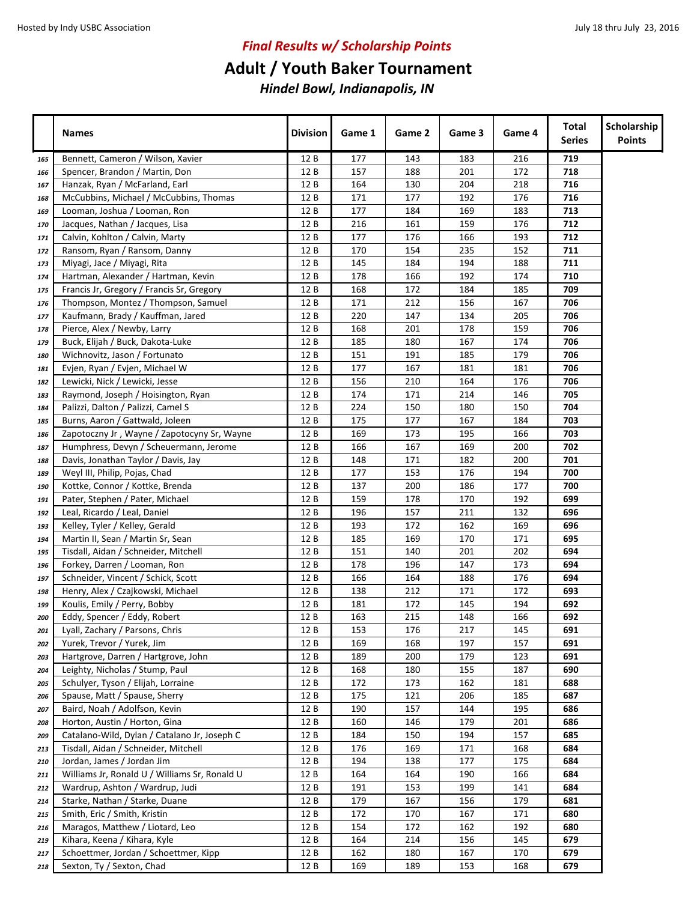# Final Results w/ Scholarship Points

# Adult / Youth Baker Tournament

### Hindel Bowl, Indianapolis, IN

| | Names | Division | Game 1 | Game 2 | Game 3 | Game 4 | Total Series | Scholarship Points |
|---|---|---|---|---|---|---|---|---|
| 165 | Bennett, Cameron / Wilson, Xavier | 12 B | 177 | 143 | 183 | 216 | **719** | |
| 166 | Spencer, Brandon / Martin, Don | 12 B | 157 | 188 | 201 | 172 | **718** | |
| 167 | Hanzak, Ryan / McFarland, Earl | 12 B | 164 | 130 | 204 | 218 | **716** | |
| 168 | McCubbins, Michael / McCubbins, Thomas | 12 B | 171 | 177 | 192 | 176 | **716** | |
| 169 | Looman, Joshua / Looman, Ron | 12 B | 177 | 184 | 169 | 183 | **713** | |
| 170 | Jacques, Nathan / Jacques, Lisa | 12 B | 216 | 161 | 159 | 176 | **712** | |
| 171 | Calvin, Kohlton / Calvin, Marty | 12 B | 177 | 176 | 166 | 193 | **712** | |
| 172 | Ransom, Ryan / Ransom, Danny | 12 B | 170 | 154 | 235 | 152 | **711** | |
| 173 | Miyagi, Jace / Miyagi, Rita | 12 B | 145 | 184 | 194 | 188 | **711** | |
| 174 | Hartman, Alexander / Hartman, Kevin | 12 B | 178 | 166 | 192 | 174 | **710** | |
| 175 | Francis Jr, Gregory / Francis Sr, Gregory | 12 B | 168 | 172 | 184 | 185 | **709** | |
| 176 | Thompson, Montez / Thompson, Samuel | 12 B | 171 | 212 | 156 | 167 | **706** | |
| 177 | Kaufmann, Brady / Kauffman, Jared | 12 B | 220 | 147 | 134 | 205 | **706** | |
| 178 | Pierce, Alex / Newby, Larry | 12 B | 168 | 201 | 178 | 159 | **706** | |
| 179 | Buck, Elijah / Buck, Dakota-Luke | 12 B | 185 | 180 | 167 | 174 | **706** | |
| 180 | Wichnovitz, Jason / Fortunato | 12 B | 151 | 191 | 185 | 179 | **706** | |
| 181 | Evjen, Ryan / Evjen, Michael W | 12 B | 177 | 167 | 181 | 181 | **706** | |
| 182 | Lewicki, Nick / Lewicki, Jesse | 12 B | 156 | 210 | 164 | 176 | **706** | |
| 183 | Raymond, Joseph / Hoisington, Ryan | 12 B | 174 | 171 | 214 | 146 | **705** | |
| 184 | Palizzi, Dalton / Palizzi, Camel S | 12 B | 224 | 150 | 180 | 150 | **704** | |
| 185 | Burns, Aaron / Gattwald, Joleen | 12 B | 175 | 177 | 167 | 184 | **703** | |
| 186 | Zapotoczny Jr , Wayne / Zapotocyny Sr, Wayne | 12 B | 169 | 173 | 195 | 166 | **703** | |
| 187 | Humphress, Devyn / Scheuermann, Jerome | 12 B | 166 | 167 | 169 | 200 | **702** | |
| 188 | Davis, Jonathan Taylor / Davis, Jay | 12 B | 148 | 171 | 182 | 200 | **701** | |
| 189 | Weyl III, Philip, Pojas, Chad | 12 B | 177 | 153 | 176 | 194 | **700** | |
| 190 | Kottke, Connor / Kottke, Brenda | 12 B | 137 | 200 | 186 | 177 | **700** | |
| 191 | Pater, Stephen / Pater, Michael | 12 B | 159 | 178 | 170 | 192 | **699** | |
| 192 | Leal, Ricardo / Leal, Daniel | 12 B | 196 | 157 | 211 | 132 | **696** | |
| 193 | Kelley, Tyler / Kelley, Gerald | 12 B | 193 | 172 | 162 | 169 | **696** | |
| 194 | Martin II, Sean / Martin Sr, Sean | 12 B | 185 | 169 | 170 | 171 | **695** | |
| 195 | Tisdall, Aidan / Schneider, Mitchell | 12 B | 151 | 140 | 201 | 202 | **694** | |
| 196 | Forkey, Darren / Looman, Ron | 12 B | 178 | 196 | 147 | 173 | **694** | |
| 197 | Schneider, Vincent / Schick, Scott | 12 B | 166 | 164 | 188 | 176 | **694** | |
| 198 | Henry, Alex / Czajkowski, Michael | 12 B | 138 | 212 | 171 | 172 | **693** | |
| 199 | Koulis, Emily / Perry, Bobby | 12 B | 181 | 172 | 145 | 194 | **692** | |
| 200 | Eddy, Spencer / Eddy, Robert | 12 B | 163 | 215 | 148 | 166 | **692** | |
| 201 | Lyall, Zachary / Parsons, Chris | 12 B | 153 | 176 | 217 | 145 | **691** | |
| 202 | Yurek, Trevor / Yurek, Jim | 12 B | 169 | 168 | 197 | 157 | **691** | |
| 203 | Hartgrove, Darren / Hartgrove, John | 12 B | 189 | 200 | 179 | 123 | **691** | |
| 204 | Leighty, Nicholas / Stump, Paul | 12 B | 168 | 180 | 155 | 187 | **690** | |
| 205 | Schulyer, Tyson / Elijah, Lorraine | 12 B | 172 | 173 | 162 | 181 | **688** | |
| 206 | Spause, Matt / Spause, Sherry | 12 B | 175 | 121 | 206 | 185 | **687** | |
| 207 | Baird, Noah / Adolfson, Kevin | 12 B | 190 | 157 | 144 | 195 | **686** | |
| 208 | Horton, Austin / Horton, Gina | 12 B | 160 | 146 | 179 | 201 | **686** | |
| 209 | Catalano-Wild, Dylan / Catalano Jr, Joseph C | 12 B | 184 | 150 | 194 | 157 | **685** | |
| 213 | Tisdall, Aidan / Schneider, Mitchell | 12 B | 176 | 169 | 171 | 168 | **684** | |
| 210 | Jordan, James / Jordan Jim | 12 B | 194 | 138 | 177 | 175 | **684** | |
| 211 | Williams Jr, Ronald U / Williams Sr, Ronald U | 12 B | 164 | 164 | 190 | 166 | **684** | |
| 212 | Wardrup, Ashton / Wardrup, Judi | 12 B | 191 | 153 | 199 | 141 | **684** | |
| 214 | Starke, Nathan / Starke, Duane | 12 B | 179 | 167 | 156 | 179 | **681** | |
| 215 | Smith, Eric / Smith, Kristin | 12 B | 172 | 170 | 167 | 171 | **680** | |
| 216 | Maragos, Matthew / Liotard, Leo | 12 B | 154 | 172 | 162 | 192 | **680** | |
| 219 | Kihara, Keena / Kihara, Kyle | 12 B | 164 | 214 | 156 | 145 | **679** | |
| 217 | Schoettmer, Jordan / Schoettmer, Kipp | 12 B | 162 | 180 | 167 | 170 | **679** | |
| 218 | Sexton, Ty / Sexton, Chad | 12 B | 169 | 189 | 153 | 168 | **679** | |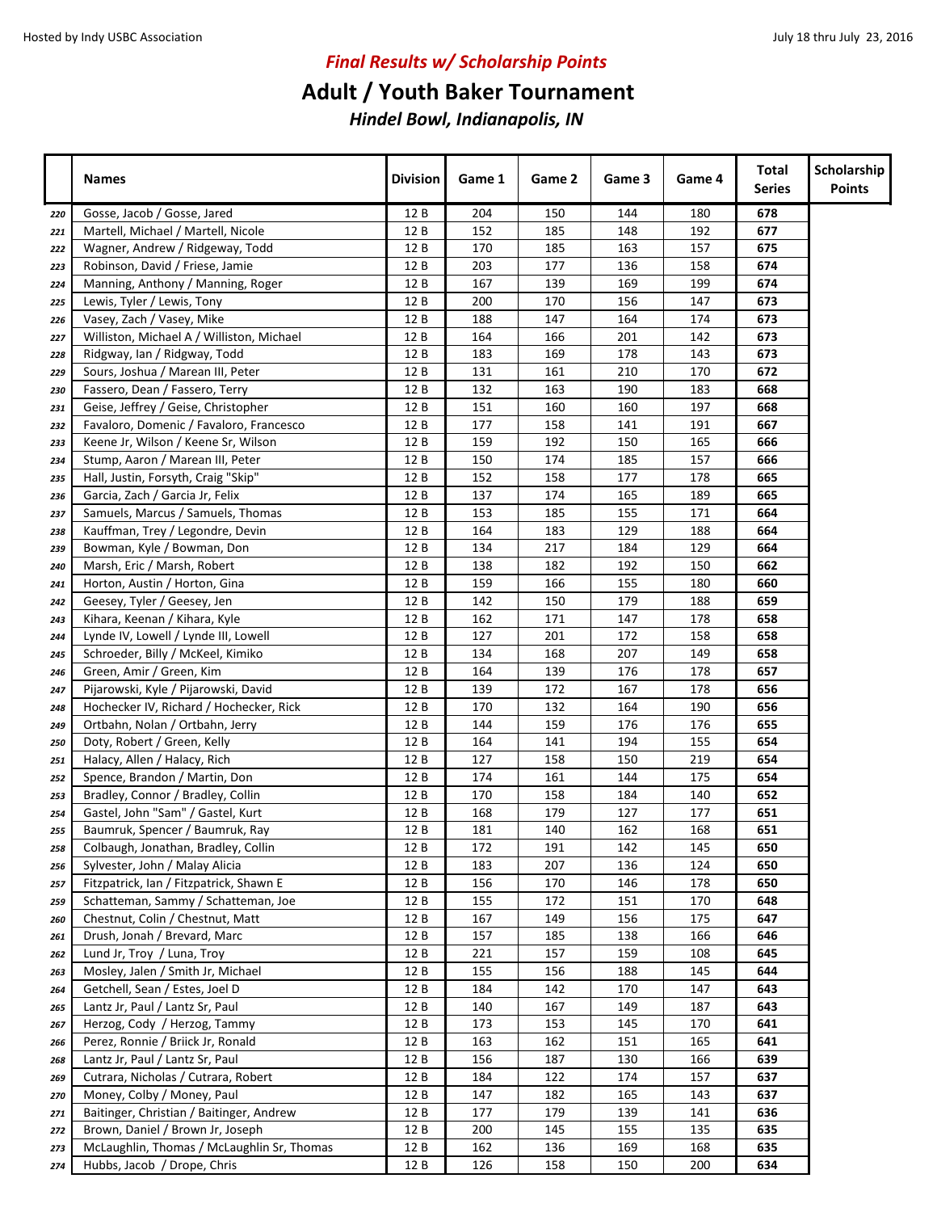Hosted by Indy USBC Association

July 18 thru July 23, 2016

## *Final Results w/ Scholarship Points*

# Adult / Youth Baker Tournament

### *Hindel Bowl, Indianapolis, IN*

| | Names | Division | Game 1 | Game 2 | Game 3 | Game 4 | Total Series | Scholarship Points |
|---|---|---|---|---|---|---|---|---|
| 220 | Gosse, Jacob / Gosse, Jared | 12 B | 204 | 150 | 144 | 180 | **678** | |
| 221 | Martell, Michael / Martell, Nicole | 12 B | 152 | 185 | 148 | 192 | **677** | |
| 222 | Wagner, Andrew / Ridgeway, Todd | 12 B | 170 | 185 | 163 | 157 | **675** | |
| 223 | Robinson, David / Friese, Jamie | 12 B | 203 | 177 | 136 | 158 | **674** | |
| 224 | Manning, Anthony / Manning, Roger | 12 B | 167 | 139 | 169 | 199 | **674** | |
| 225 | Lewis, Tyler / Lewis, Tony | 12 B | 200 | 170 | 156 | 147 | **673** | |
| 226 | Vasey, Zach / Vasey, Mike | 12 B | 188 | 147 | 164 | 174 | **673** | |
| 227 | Williston, Michael A / Williston, Michael | 12 B | 164 | 166 | 201 | 142 | **673** | |
| 228 | Ridgway, Ian / Ridgway, Todd | 12 B | 183 | 169 | 178 | 143 | **673** | |
| 229 | Sours, Joshua / Marean III, Peter | 12 B | 131 | 161 | 210 | 170 | **672** | |
| 230 | Fassero, Dean / Fassero, Terry | 12 B | 132 | 163 | 190 | 183 | **668** | |
| 231 | Geise, Jeffrey / Geise, Christopher | 12 B | 151 | 160 | 160 | 197 | **668** | |
| 232 | Favaloro, Domenic / Favaloro, Francesco | 12 B | 177 | 158 | 141 | 191 | **667** | |
| 233 | Keene Jr, Wilson / Keene Sr, Wilson | 12 B | 159 | 192 | 150 | 165 | **666** | |
| 234 | Stump, Aaron / Marean III, Peter | 12 B | 150 | 174 | 185 | 157 | **666** | |
| 235 | Hall, Justin, Forsyth, Craig "Skip" | 12 B | 152 | 158 | 177 | 178 | **665** | |
| 236 | Garcia, Zach / Garcia Jr, Felix | 12 B | 137 | 174 | 165 | 189 | **665** | |
| 237 | Samuels, Marcus / Samuels, Thomas | 12 B | 153 | 185 | 155 | 171 | **664** | |
| 238 | Kauffman, Trey / Legondre, Devin | 12 B | 164 | 183 | 129 | 188 | **664** | |
| 239 | Bowman, Kyle / Bowman, Don | 12 B | 134 | 217 | 184 | 129 | **664** | |
| 240 | Marsh, Eric / Marsh, Robert | 12 B | 138 | 182 | 192 | 150 | **662** | |
| 241 | Horton, Austin / Horton, Gina | 12 B | 159 | 166 | 155 | 180 | **660** | |
| 242 | Geesey, Tyler / Geesey, Jen | 12 B | 142 | 150 | 179 | 188 | **659** | |
| 243 | Kihara, Keenan / Kihara, Kyle | 12 B | 162 | 171 | 147 | 178 | **658** | |
| 244 | Lynde IV, Lowell / Lynde III, Lowell | 12 B | 127 | 201 | 172 | 158 | **658** | |
| 245 | Schroeder, Billy / McKeel, Kimiko | 12 B | 134 | 168 | 207 | 149 | **658** | |
| 246 | Green, Amir / Green, Kim | 12 B | 164 | 139 | 176 | 178 | **657** | |
| 247 | Pijarowski, Kyle / Pijarowski, David | 12 B | 139 | 172 | 167 | 178 | **656** | |
| 248 | Hochecker IV, Richard / Hochecker, Rick | 12 B | 170 | 132 | 164 | 190 | **656** | |
| 249 | Ortbahn, Nolan / Ortbahn, Jerry | 12 B | 144 | 159 | 176 | 176 | **655** | |
| 250 | Doty, Robert / Green, Kelly | 12 B | 164 | 141 | 194 | 155 | **654** | |
| 251 | Halacy, Allen / Halacy, Rich | 12 B | 127 | 158 | 150 | 219 | **654** | |
| 252 | Spence, Brandon / Martin, Don | 12 B | 174 | 161 | 144 | 175 | **654** | |
| 253 | Bradley, Connor / Bradley, Collin | 12 B | 170 | 158 | 184 | 140 | **652** | |
| 254 | Gastel, John "Sam" / Gastel, Kurt | 12 B | 168 | 179 | 127 | 177 | **651** | |
| 255 | Baumruk, Spencer / Baumruk, Ray | 12 B | 181 | 140 | 162 | 168 | **651** | |
| 258 | Colbaugh, Jonathan, Bradley, Collin | 12 B | 172 | 191 | 142 | 145 | **650** | |
| 256 | Sylvester, John / Malay Alicia | 12 B | 183 | 207 | 136 | 124 | **650** | |
| 257 | Fitzpatrick, Ian / Fitzpatrick, Shawn E | 12 B | 156 | 170 | 146 | 178 | **650** | |
| 259 | Schatteman, Sammy / Schatteman, Joe | 12 B | 155 | 172 | 151 | 170 | **648** | |
| 260 | Chestnut, Colin / Chestnut, Matt | 12 B | 167 | 149 | 156 | 175 | **647** | |
| 261 | Drush, Jonah / Brevard, Marc | 12 B | 157 | 185 | 138 | 166 | **646** | |
| 262 | Lund Jr, Troy / Luna, Troy | 12 B | 221 | 157 | 159 | 108 | **645** | |
| 263 | Mosley, Jalen / Smith Jr, Michael | 12 B | 155 | 156 | 188 | 145 | **644** | |
| 264 | Getchell, Sean / Estes, Joel D | 12 B | 184 | 142 | 170 | 147 | **643** | |
| 265 | Lantz Jr, Paul / Lantz Sr, Paul | 12 B | 140 | 167 | 149 | 187 | **643** | |
| 267 | Herzog, Cody / Herzog, Tammy | 12 B | 173 | 153 | 145 | 170 | **641** | |
| 266 | Perez, Ronnie / Briick Jr, Ronald | 12 B | 163 | 162 | 151 | 165 | **641** | |
| 268 | Lantz Jr, Paul / Lantz Sr, Paul | 12 B | 156 | 187 | 130 | 166 | **639** | |
| 269 | Cutrara, Nicholas / Cutrara, Robert | 12 B | 184 | 122 | 174 | 157 | **637** | |
| 270 | Money, Colby / Money, Paul | 12 B | 147 | 182 | 165 | 143 | **637** | |
| 271 | Baitinger, Christian / Baitinger, Andrew | 12 B | 177 | 179 | 139 | 141 | **636** | |
| 272 | Brown, Daniel / Brown Jr, Joseph | 12 B | 200 | 145 | 155 | 135 | **635** | |
| 273 | McLaughlin, Thomas / McLaughlin Sr, Thomas | 12 B | 162 | 136 | 169 | 168 | **635** | |
| 274 | Hubbs, Jacob / Drope, Chris | 12 B | 126 | 158 | 150 | 200 | **634** | |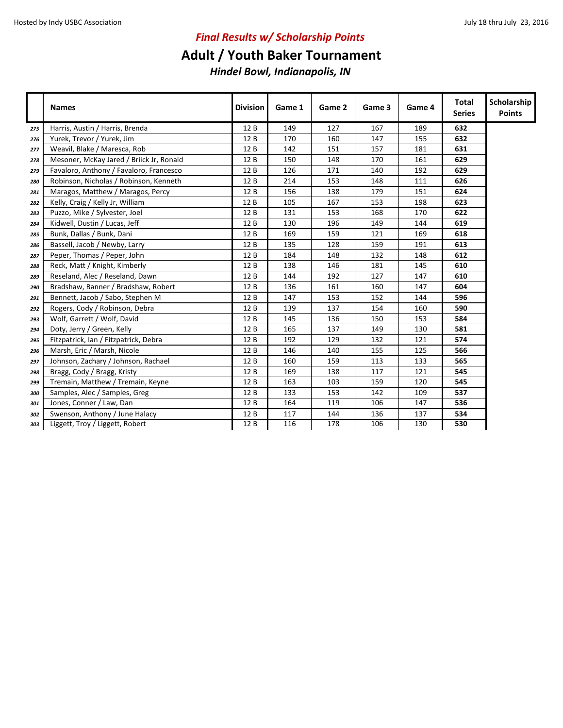## *Final Results w/ Scholarship Points*

# Adult / Youth Baker Tournament

### *Hindel Bowl, Indianapolis, IN*

| | Names | Division | Game 1 | Game 2 | Game 3 | Game 4 | Total Series | Scholarship Points |
|---|---|---|---|---|---|---|---|---|
| 275 | Harris, Austin / Harris, Brenda | 12 B | 149 | 127 | 167 | 189 | **632** | |
| 276 | Yurek, Trevor / Yurek, Jim | 12 B | 170 | 160 | 147 | 155 | **632** | |
| 277 | Weavil, Blake / Maresca, Rob | 12 B | 142 | 151 | 157 | 181 | **631** | |
| 278 | Mesoner, McKay Jared / Briick Jr, Ronald | 12 B | 150 | 148 | 170 | 161 | **629** | |
| 279 | Favaloro, Anthony / Favaloro, Francesco | 12 B | 126 | 171 | 140 | 192 | **629** | |
| 280 | Robinson, Nicholas / Robinson, Kenneth | 12 B | 214 | 153 | 148 | 111 | **626** | |
| 281 | Maragos, Matthew / Maragos, Percy | 12 B | 156 | 138 | 179 | 151 | **624** | |
| 282 | Kelly, Craig / Kelly Jr, William | 12 B | 105 | 167 | 153 | 198 | **623** | |
| 283 | Puzzo, Mike / Sylvester, Joel | 12 B | 131 | 153 | 168 | 170 | **622** | |
| 284 | Kidwell, Dustin / Lucas, Jeff | 12 B | 130 | 196 | 149 | 144 | **619** | |
| 285 | Bunk, Dallas / Bunk, Dani | 12 B | 169 | 159 | 121 | 169 | **618** | |
| 286 | Bassell, Jacob / Newby, Larry | 12 B | 135 | 128 | 159 | 191 | **613** | |
| 287 | Peper, Thomas / Peper, John | 12 B | 184 | 148 | 132 | 148 | **612** | |
| 288 | Reck, Matt / Knight, Kimberly | 12 B | 138 | 146 | 181 | 145 | **610** | |
| 289 | Reseland, Alec / Reseland, Dawn | 12 B | 144 | 192 | 127 | 147 | **610** | |
| 290 | Bradshaw, Banner / Bradshaw, Robert | 12 B | 136 | 161 | 160 | 147 | **604** | |
| 291 | Bennett, Jacob / Sabo, Stephen M | 12 B | 147 | 153 | 152 | 144 | **596** | |
| 292 | Rogers, Cody / Robinson, Debra | 12 B | 139 | 137 | 154 | 160 | **590** | |
| 293 | Wolf, Garrett / Wolf, David | 12 B | 145 | 136 | 150 | 153 | **584** | |
| 294 | Doty, Jerry / Green, Kelly | 12 B | 165 | 137 | 149 | 130 | **581** | |
| 295 | Fitzpatrick, Ian / Fitzpatrick, Debra | 12 B | 192 | 129 | 132 | 121 | **574** | |
| 296 | Marsh, Eric / Marsh, Nicole | 12 B | 146 | 140 | 155 | 125 | **566** | |
| 297 | Johnson, Zachary / Johnson, Rachael | 12 B | 160 | 159 | 113 | 133 | **565** | |
| 298 | Bragg, Cody / Bragg, Kristy | 12 B | 169 | 138 | 117 | 121 | **545** | |
| 299 | Tremain, Matthew / Tremain, Keyne | 12 B | 163 | 103 | 159 | 120 | **545** | |
| 300 | Samples, Alec / Samples, Greg | 12 B | 133 | 153 | 142 | 109 | **537** | |
| 301 | Jones, Conner / Law, Dan | 12 B | 164 | 119 | 106 | 147 | **536** | |
| 302 | Swenson, Anthony / June Halacy | 12 B | 117 | 144 | 136 | 137 | **534** | |
| 303 | Liggett, Troy / Liggett, Robert | 12 B | 116 | 178 | 106 | 130 | **530** | |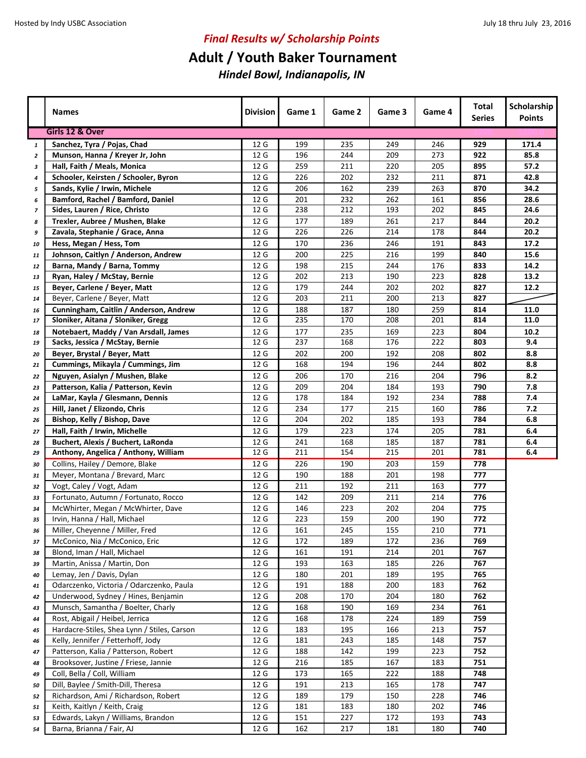Hosted by Indy USBC Association

July 18 thru July 23, 2016

## *Final Results w/ Scholarship Points*

# Adult / Youth Baker Tournament

### *Hindel Bowl, Indianapolis, IN*

| | Names | Division | Game 1 | Game 2 | Game 3 | Game 4 | Total Series | Scholarship Points |
|---|---|---|---|---|---|---|---|---|
| | **Girls 12 & Over** | | | | | | | |
| 1 | **Sanchez, Tyra / Pojas, Chad** | 12 G | 199 | 235 | 249 | 246 | **929** | **171.4** |
| 2 | **Munson, Hanna / Kreyer Jr, John** | 12 G | 196 | 244 | 209 | 273 | **922** | **85.8** |
| 3 | **Hall, Faith / Meals, Monica** | 12 G | 259 | 211 | 220 | 205 | **895** | **57.2** |
| 4 | **Schooler, Keirsten / Schooler, Byron** | 12 G | 226 | 202 | 232 | 211 | **871** | **42.8** |
| 5 | **Sands, Kylie / Irwin, Michele** | 12 G | 206 | 162 | 239 | 263 | **870** | **34.2** |
| 6 | **Bamford, Rachel / Bamford, Daniel** | 12 G | 201 | 232 | 262 | 161 | **856** | **28.6** |
| 7 | **Sides, Lauren / Rice, Christo** | 12 G | 238 | 212 | 193 | 202 | **845** | **24.6** |
| 8 | **Trexler, Aubree / Mushen, Blake** | 12 G | 177 | 189 | 261 | 217 | **844** | **20.2** |
| 9 | **Zavala, Stephanie / Grace, Anna** | 12 G | 226 | 226 | 214 | 178 | **844** | **20.2** |
| 10 | **Hess, Megan / Hess, Tom** | 12 G | 170 | 236 | 246 | 191 | **843** | **17.2** |
| 11 | **Johnson, Caitlyn / Anderson, Andrew** | 12 G | 200 | 225 | 216 | 199 | **840** | **15.6** |
| 12 | **Barna, Mandy / Barna, Tommy** | 12 G | 198 | 215 | 244 | 176 | **833** | **14.2** |
| 13 | **Ryan, Haley / McStay, Bernie** | 12 G | 202 | 213 | 190 | 223 | **828** | **13.2** |
| 15 | **Beyer, Carlene / Beyer, Matt** | 12 G | 179 | 244 | 202 | 202 | **827** | **12.2** |
| 14 | Beyer, Carlene / Beyer, Matt | 12 G | 203 | 211 | 200 | 213 | **827** | |
| 16 | **Cunningham, Caitlin / Anderson, Andrew** | 12 G | 188 | 187 | 180 | 259 | **814** | **11.0** |
| 17 | **Sloniker, Aitana / Sloniker, Gregg** | 12 G | 235 | 170 | 208 | 201 | **814** | **11.0** |
| 18 | **Notebaert, Maddy / Van Arsdall, James** | 12 G | 177 | 235 | 169 | 223 | **804** | **10.2** |
| 19 | **Sacks, Jessica / McStay, Bernie** | 12 G | 237 | 168 | 176 | 222 | **803** | **9.4** |
| 20 | **Beyer, Brystal / Beyer, Matt** | 12 G | 202 | 200 | 192 | 208 | **802** | **8.8** |
| 21 | **Cummings, Mikayla / Cummings, Jim** | 12 G | 168 | 194 | 196 | 244 | **802** | **8.8** |
| 22 | **Nguyen, Asialyn / Mushen, Blake** | 12 G | 206 | 170 | 216 | 204 | **796** | **8.2** |
| 23 | **Patterson, Kalia / Patterson, Kevin** | 12 G | 209 | 204 | 184 | 193 | **790** | **7.8** |
| 24 | **LaMar, Kayla / Glesmann, Dennis** | 12 G | 178 | 184 | 192 | 234 | **788** | **7.4** |
| 25 | **Hill, Janet / Elizondo, Chris** | 12 G | 234 | 177 | 215 | 160 | **786** | **7.2** |
| 26 | **Bishop, Kelly / Bishop, Dave** | 12 G | 204 | 202 | 185 | 193 | **784** | **6.8** |
| 27 | **Hall, Faith / Irwin, Michelle** | 12 G | 179 | 223 | 174 | 205 | **781** | **6.4** |
| 28 | **Buchert, Alexis / Buchert, LaRonda** | 12 G | 241 | 168 | 185 | 187 | **781** | **6.4** |
| 29 | **Anthony, Angelica / Anthony, William** | 12 G | 211 | 154 | 215 | 201 | **781** | **6.4** |
| 30 | Collins, Hailey / Demore, Blake | 12 G | 226 | 190 | 203 | 159 | **778** | |
| 31 | Meyer, Montana / Brevard, Marc | 12 G | 190 | 188 | 201 | 198 | **777** | |
| 32 | Vogt, Caley / Vogt, Adam | 12 G | 211 | 192 | 211 | 163 | **777** | |
| 33 | Fortunato, Autumn / Fortunato, Rocco | 12 G | 142 | 209 | 211 | 214 | **776** | |
| 34 | McWhirter, Megan / McWhirter, Dave | 12 G | 146 | 223 | 202 | 204 | **775** | |
| 35 | Irvin, Hanna / Hall, Michael | 12 G | 223 | 159 | 200 | 190 | **772** | |
| 36 | Miller, Cheyenne / Miller, Fred | 12 G | 161 | 245 | 155 | 210 | **771** | |
| 37 | McConico, Nia / McConico, Eric | 12 G | 172 | 189 | 172 | 236 | **769** | |
| 38 | Blond, Iman / Hall, Michael | 12 G | 161 | 191 | 214 | 201 | **767** | |
| 39 | Martin, Anissa / Martin, Don | 12 G | 193 | 163 | 185 | 226 | **767** | |
| 40 | Lemay, Jen / Davis, Dylan | 12 G | 180 | 201 | 189 | 195 | **765** | |
| 41 | Odarczenko, Victoria / Odarczenko, Paula | 12 G | 191 | 188 | 200 | 183 | **762** | |
| 42 | Underwood, Sydney / Hines, Benjamin | 12 G | 208 | 170 | 204 | 180 | **762** | |
| 43 | Munsch, Samantha / Boelter, Charly | 12 G | 168 | 190 | 169 | 234 | **761** | |
| 44 | Rost, Abigail / Heibel, Jerrica | 12 G | 168 | 178 | 224 | 189 | **759** | |
| 45 | Hardacre-Stiles, Shea Lynn / Stiles, Carson | 12 G | 183 | 195 | 166 | 213 | **757** | |
| 46 | Kelly, Jennifer / Fetterhoff, Jody | 12 G | 181 | 243 | 185 | 148 | **757** | |
| 47 | Patterson, Kalia / Patterson, Robert | 12 G | 188 | 142 | 199 | 223 | **752** | |
| 48 | Brooksover, Justine / Friese, Jannie | 12 G | 216 | 185 | 167 | 183 | **751** | |
| 49 | Coll, Bella / Coll, William | 12 G | 173 | 165 | 222 | 188 | **748** | |
| 50 | Dill, Baylee / Smith-Dill, Theresa | 12 G | 191 | 213 | 165 | 178 | **747** | |
| 52 | Richardson, Ami / Richardson, Robert | 12 G | 189 | 179 | 150 | 228 | **746** | |
| 51 | Keith, Kaitlyn / Keith, Craig | 12 G | 181 | 183 | 180 | 202 | **746** | |
| 53 | Edwards, Lakyn / Williams, Brandon | 12 G | 151 | 227 | 172 | 193 | **743** | |
| 54 | Barna, Brianna / Fair, AJ | 12 G | 162 | 217 | 181 | 180 | **740** | |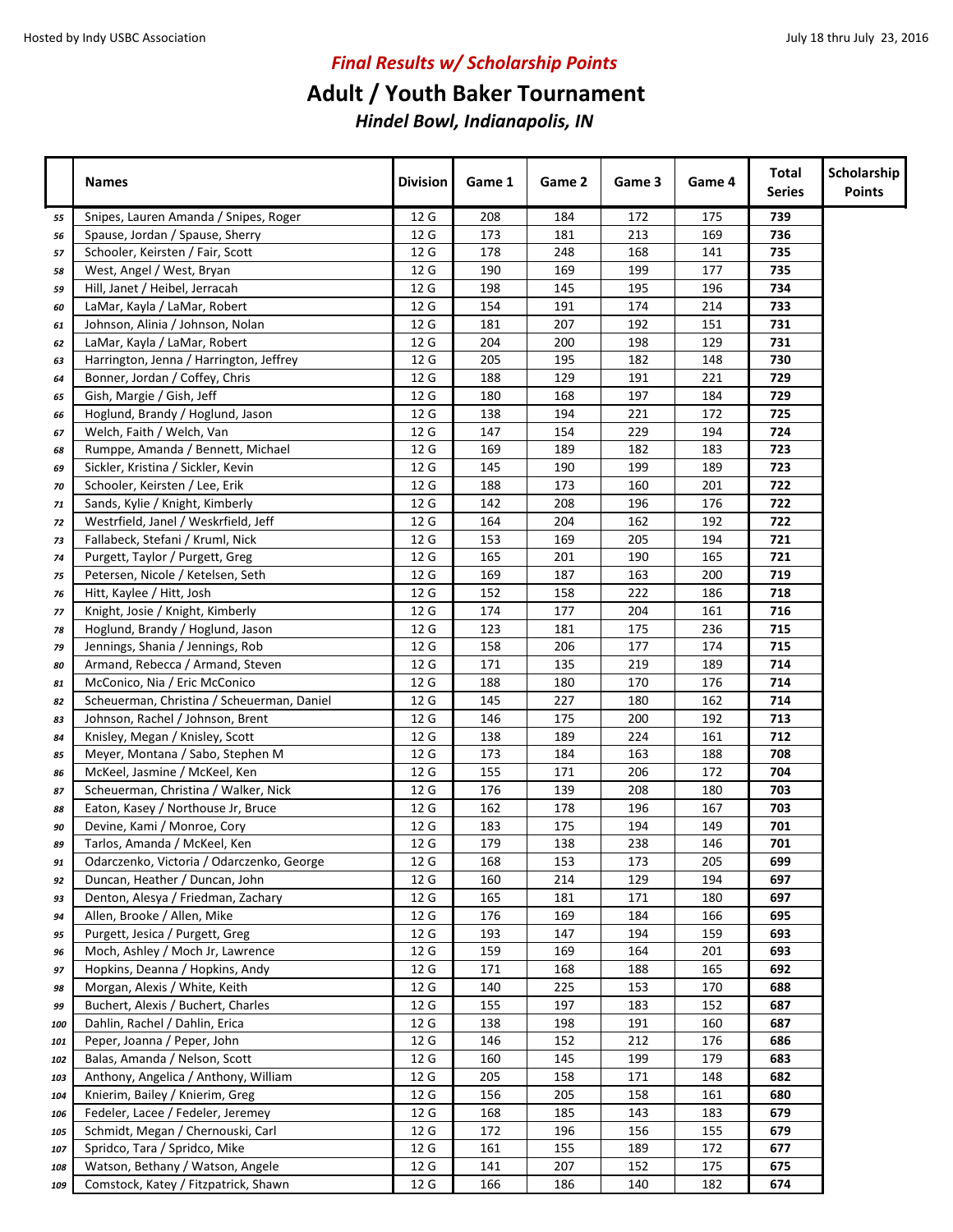### *Final Results w/ Scholarship Points*

# Adult / Youth Baker Tournament

### *Hindel Bowl, Indianapolis, IN*

| | Names | Division | Game 1 | Game 2 | Game 3 | Game 4 | Total Series | Scholarship Points |
|---|---|---|---|---|---|---|---|---|
| 55 | Snipes, Lauren Amanda / Snipes, Roger | 12 G | 208 | 184 | 172 | 175 | **739** | |
| 56 | Spause, Jordan / Spause, Sherry | 12 G | 173 | 181 | 213 | 169 | **736** | |
| 57 | Schooler, Keirsten / Fair, Scott | 12 G | 178 | 248 | 168 | 141 | **735** | |
| 58 | West, Angel / West, Bryan | 12 G | 190 | 169 | 199 | 177 | **735** | |
| 59 | Hill, Janet / Heibel, Jerracah | 12 G | 198 | 145 | 195 | 196 | **734** | |
| 60 | LaMar, Kayla / LaMar, Robert | 12 G | 154 | 191 | 174 | 214 | **733** | |
| 61 | Johnson, Alinia / Johnson, Nolan | 12 G | 181 | 207 | 192 | 151 | **731** | |
| 62 | LaMar, Kayla / LaMar, Robert | 12 G | 204 | 200 | 198 | 129 | **731** | |
| 63 | Harrington, Jenna / Harrington, Jeffrey | 12 G | 205 | 195 | 182 | 148 | **730** | |
| 64 | Bonner, Jordan / Coffey, Chris | 12 G | 188 | 129 | 191 | 221 | **729** | |
| 65 | Gish, Margie / Gish, Jeff | 12 G | 180 | 168 | 197 | 184 | **729** | |
| 66 | Hoglund, Brandy / Hoglund, Jason | 12 G | 138 | 194 | 221 | 172 | **725** | |
| 67 | Welch, Faith / Welch, Van | 12 G | 147 | 154 | 229 | 194 | **724** | |
| 68 | Rumppe, Amanda / Bennett, Michael | 12 G | 169 | 189 | 182 | 183 | **723** | |
| 69 | Sickler, Kristina / Sickler, Kevin | 12 G | 145 | 190 | 199 | 189 | **723** | |
| 70 | Schooler, Keirsten / Lee, Erik | 12 G | 188 | 173 | 160 | 201 | **722** | |
| 71 | Sands, Kylie / Knight, Kimberly | 12 G | 142 | 208 | 196 | 176 | **722** | |
| 72 | Westrfield, Janel / Weskrfield, Jeff | 12 G | 164 | 204 | 162 | 192 | **722** | |
| 73 | Fallabeck, Stefani / Kruml, Nick | 12 G | 153 | 169 | 205 | 194 | **721** | |
| 74 | Purgett, Taylor / Purgett, Greg | 12 G | 165 | 201 | 190 | 165 | **721** | |
| 75 | Petersen, Nicole / Ketelsen, Seth | 12 G | 169 | 187 | 163 | 200 | **719** | |
| 76 | Hitt, Kaylee / Hitt, Josh | 12 G | 152 | 158 | 222 | 186 | **718** | |
| 77 | Knight, Josie / Knight, Kimberly | 12 G | 174 | 177 | 204 | 161 | **716** | |
| 78 | Hoglund, Brandy / Hoglund, Jason | 12 G | 123 | 181 | 175 | 236 | **715** | |
| 79 | Jennings, Shania / Jennings, Rob | 12 G | 158 | 206 | 177 | 174 | **715** | |
| 80 | Armand, Rebecca / Armand, Steven | 12 G | 171 | 135 | 219 | 189 | **714** | |
| 81 | McConico, Nia / Eric McConico | 12 G | 188 | 180 | 170 | 176 | **714** | |
| 82 | Scheuerman, Christina / Scheuerman, Daniel | 12 G | 145 | 227 | 180 | 162 | **714** | |
| 83 | Johnson, Rachel / Johnson, Brent | 12 G | 146 | 175 | 200 | 192 | **713** | |
| 84 | Knisley, Megan / Knisley, Scott | 12 G | 138 | 189 | 224 | 161 | **712** | |
| 85 | Meyer, Montana / Sabo, Stephen M | 12 G | 173 | 184 | 163 | 188 | **708** | |
| 86 | McKeel, Jasmine / McKeel, Ken | 12 G | 155 | 171 | 206 | 172 | **704** | |
| 87 | Scheuerman, Christina / Walker, Nick | 12 G | 176 | 139 | 208 | 180 | **703** | |
| 88 | Eaton, Kasey / Northouse Jr, Bruce | 12 G | 162 | 178 | 196 | 167 | **703** | |
| 90 | Devine, Kami / Monroe, Cory | 12 G | 183 | 175 | 194 | 149 | **701** | |
| 89 | Tarlos, Amanda / McKeel, Ken | 12 G | 179 | 138 | 238 | 146 | **701** | |
| 91 | Odarczenko, Victoria / Odarczenko, George | 12 G | 168 | 153 | 173 | 205 | **699** | |
| 92 | Duncan, Heather / Duncan, John | 12 G | 160 | 214 | 129 | 194 | **697** | |
| 93 | Denton, Alesya / Friedman, Zachary | 12 G | 165 | 181 | 171 | 180 | **697** | |
| 94 | Allen, Brooke / Allen, Mike | 12 G | 176 | 169 | 184 | 166 | **695** | |
| 95 | Purgett, Jesica / Purgett, Greg | 12 G | 193 | 147 | 194 | 159 | **693** | |
| 96 | Moch, Ashley / Moch Jr, Lawrence | 12 G | 159 | 169 | 164 | 201 | **693** | |
| 97 | Hopkins, Deanna / Hopkins, Andy | 12 G | 171 | 168 | 188 | 165 | **692** | |
| 98 | Morgan, Alexis / White, Keith | 12 G | 140 | 225 | 153 | 170 | **688** | |
| 99 | Buchert, Alexis / Buchert, Charles | 12 G | 155 | 197 | 183 | 152 | **687** | |
| 100 | Dahlin, Rachel / Dahlin, Erica | 12 G | 138 | 198 | 191 | 160 | **687** | |
| 101 | Peper, Joanna / Peper, John | 12 G | 146 | 152 | 212 | 176 | **686** | |
| 102 | Balas, Amanda / Nelson, Scott | 12 G | 160 | 145 | 199 | 179 | **683** | |
| 103 | Anthony, Angelica / Anthony, William | 12 G | 205 | 158 | 171 | 148 | **682** | |
| 104 | Knierim, Bailey / Knierim, Greg | 12 G | 156 | 205 | 158 | 161 | **680** | |
| 106 | Fedeler, Lacee / Fedeler, Jeremey | 12 G | 168 | 185 | 143 | 183 | **679** | |
| 105 | Schmidt, Megan / Chernouski, Carl | 12 G | 172 | 196 | 156 | 155 | **679** | |
| 107 | Spridco, Tara / Spridco, Mike | 12 G | 161 | 155 | 189 | 172 | **677** | |
| 108 | Watson, Bethany / Watson, Angele | 12 G | 141 | 207 | 152 | 175 | **675** | |
| 109 | Comstock, Katey / Fitzpatrick, Shawn | 12 G | 166 | 186 | 140 | 182 | **674** | |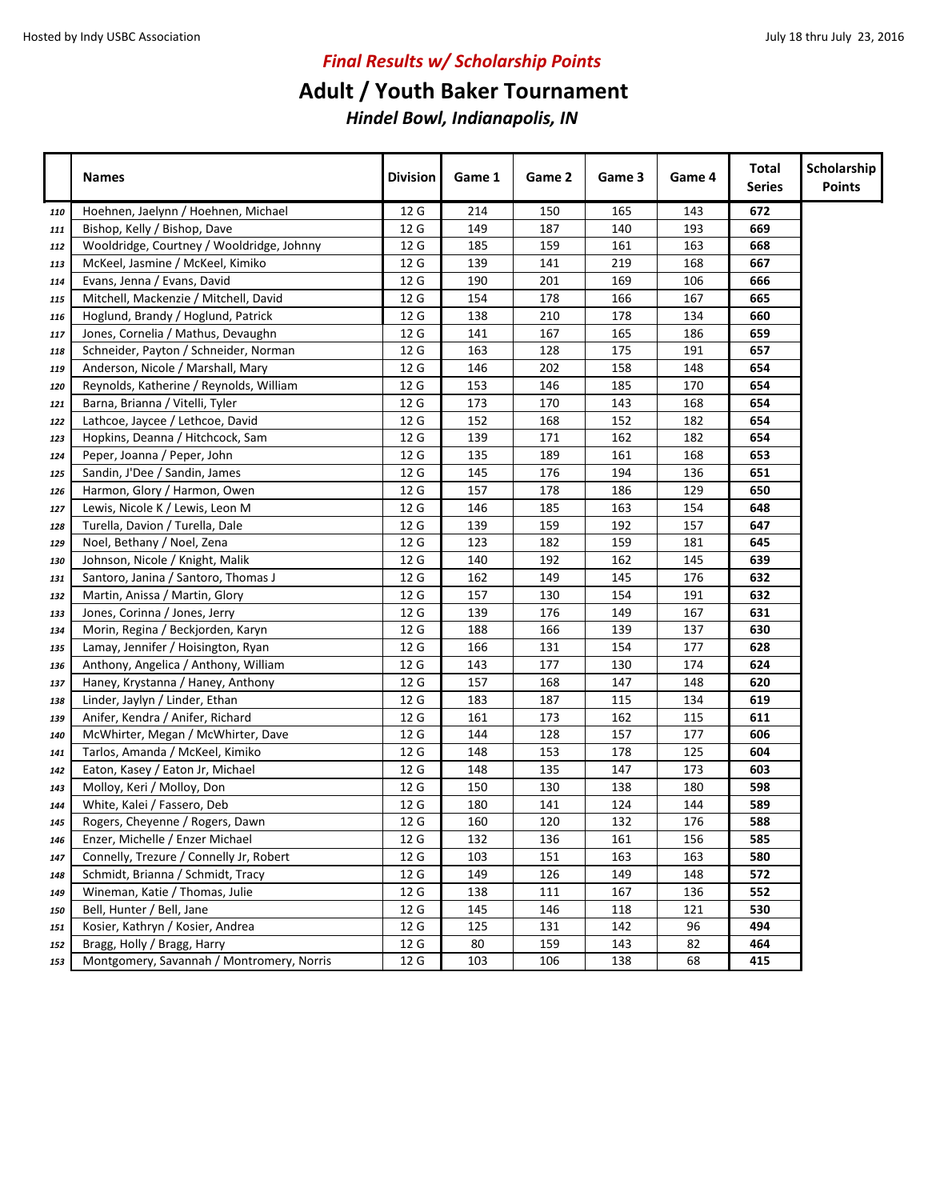## *Final Results w/ Scholarship Points*

# Adult / Youth Baker Tournament

### *Hindel Bowl, Indianapolis, IN*

| | Names | Division | Game 1 | Game 2 | Game 3 | Game 4 | Total Series | Scholarship Points |
|---|---|---|---|---|---|---|---|---|
| 110 | Hoehnen, Jaelynn / Hoehnen, Michael | 12 G | 214 | 150 | 165 | 143 | **672** | |
| 111 | Bishop, Kelly / Bishop, Dave | 12 G | 149 | 187 | 140 | 193 | **669** | |
| 112 | Wooldridge, Courtney / Wooldridge, Johnny | 12 G | 185 | 159 | 161 | 163 | **668** | |
| 113 | McKeel, Jasmine / McKeel, Kimiko | 12 G | 139 | 141 | 219 | 168 | **667** | |
| 114 | Evans, Jenna / Evans, David | 12 G | 190 | 201 | 169 | 106 | **666** | |
| 115 | Mitchell, Mackenzie / Mitchell, David | 12 G | 154 | 178 | 166 | 167 | **665** | |
| 116 | Hoglund, Brandy / Hoglund, Patrick | 12 G | 138 | 210 | 178 | 134 | **660** | |
| 117 | Jones, Cornelia / Mathus, Devaughn | 12 G | 141 | 167 | 165 | 186 | **659** | |
| 118 | Schneider, Payton / Schneider, Norman | 12 G | 163 | 128 | 175 | 191 | **657** | |
| 119 | Anderson, Nicole / Marshall, Mary | 12 G | 146 | 202 | 158 | 148 | **654** | |
| 120 | Reynolds, Katherine / Reynolds, William | 12 G | 153 | 146 | 185 | 170 | **654** | |
| 121 | Barna, Brianna / Vitelli, Tyler | 12 G | 173 | 170 | 143 | 168 | **654** | |
| 122 | Lathcoe, Jaycee / Lethcoe, David | 12 G | 152 | 168 | 152 | 182 | **654** | |
| 123 | Hopkins, Deanna / Hitchcock, Sam | 12 G | 139 | 171 | 162 | 182 | **654** | |
| 124 | Peper, Joanna / Peper, John | 12 G | 135 | 189 | 161 | 168 | **653** | |
| 125 | Sandin, J'Dee / Sandin, James | 12 G | 145 | 176 | 194 | 136 | **651** | |
| 126 | Harmon, Glory / Harmon, Owen | 12 G | 157 | 178 | 186 | 129 | **650** | |
| 127 | Lewis, Nicole K / Lewis, Leon M | 12 G | 146 | 185 | 163 | 154 | **648** | |
| 128 | Turella, Davion / Turella, Dale | 12 G | 139 | 159 | 192 | 157 | **647** | |
| 129 | Noel, Bethany / Noel, Zena | 12 G | 123 | 182 | 159 | 181 | **645** | |
| 130 | Johnson, Nicole / Knight, Malik | 12 G | 140 | 192 | 162 | 145 | **639** | |
| 131 | Santoro, Janina / Santoro, Thomas J | 12 G | 162 | 149 | 145 | 176 | **632** | |
| 132 | Martin, Anissa / Martin, Glory | 12 G | 157 | 130 | 154 | 191 | **632** | |
| 133 | Jones, Corinna / Jones, Jerry | 12 G | 139 | 176 | 149 | 167 | **631** | |
| 134 | Morin, Regina / Beckjorden, Karyn | 12 G | 188 | 166 | 139 | 137 | **630** | |
| 135 | Lamay, Jennifer / Hoisington, Ryan | 12 G | 166 | 131 | 154 | 177 | **628** | |
| 136 | Anthony, Angelica / Anthony, William | 12 G | 143 | 177 | 130 | 174 | **624** | |
| 137 | Haney, Krystanna / Haney, Anthony | 12 G | 157 | 168 | 147 | 148 | **620** | |
| 138 | Linder, Jaylyn / Linder, Ethan | 12 G | 183 | 187 | 115 | 134 | **619** | |
| 139 | Anifer, Kendra / Anifer, Richard | 12 G | 161 | 173 | 162 | 115 | **611** | |
| 140 | McWhirter, Megan / McWhirter, Dave | 12 G | 144 | 128 | 157 | 177 | **606** | |
| 141 | Tarlos, Amanda / McKeel, Kimiko | 12 G | 148 | 153 | 178 | 125 | **604** | |
| 142 | Eaton, Kasey / Eaton Jr, Michael | 12 G | 148 | 135 | 147 | 173 | **603** | |
| 143 | Molloy, Keri / Molloy, Don | 12 G | 150 | 130 | 138 | 180 | **598** | |
| 144 | White, Kalei / Fassero, Deb | 12 G | 180 | 141 | 124 | 144 | **589** | |
| 145 | Rogers, Cheyenne / Rogers, Dawn | 12 G | 160 | 120 | 132 | 176 | **588** | |
| 146 | Enzer, Michelle / Enzer Michael | 12 G | 132 | 136 | 161 | 156 | **585** | |
| 147 | Connelly, Trezure / Connelly Jr, Robert | 12 G | 103 | 151 | 163 | 163 | **580** | |
| 148 | Schmidt, Brianna / Schmidt, Tracy | 12 G | 149 | 126 | 149 | 148 | **572** | |
| 149 | Wineman, Katie / Thomas, Julie | 12 G | 138 | 111 | 167 | 136 | **552** | |
| 150 | Bell, Hunter / Bell, Jane | 12 G | 145 | 146 | 118 | 121 | **530** | |
| 151 | Kosier, Kathryn / Kosier, Andrea | 12 G | 125 | 131 | 142 | 96 | **494** | |
| 152 | Bragg, Holly / Bragg, Harry | 12 G | 80 | 159 | 143 | 82 | **464** | |
| 153 | Montgomery, Savannah / Montromery, Norris | 12 G | 103 | 106 | 138 | 68 | **415** | |